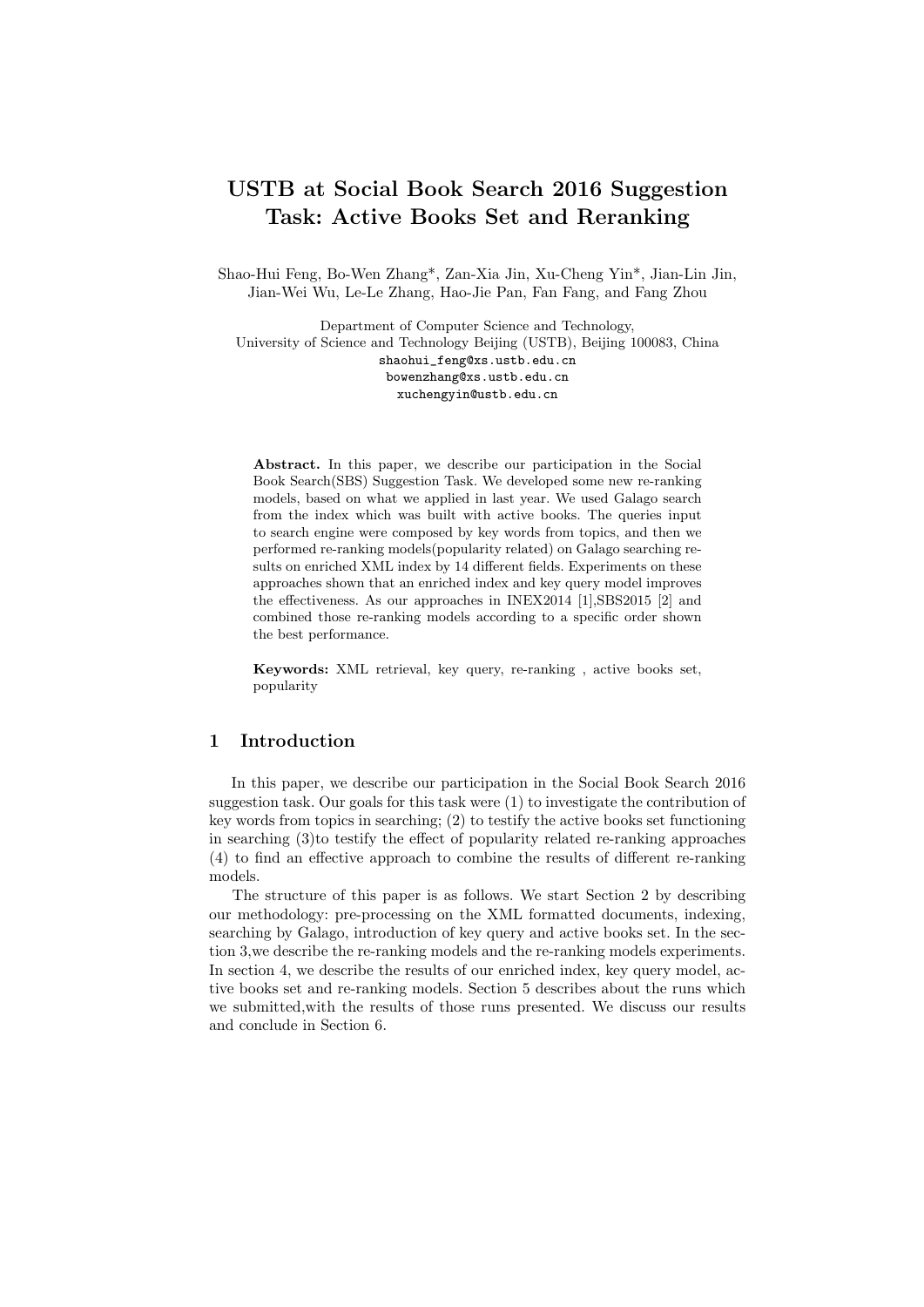# USTB at Social Book Search 2016 Suggestion Task: Active Books Set and Reranking

Shao-Hui Feng, Bo-Wen Zhang*, Zan-Xia Jin, Xu-Cheng Yin*, Jian-Lin Jin, Jian-Wei Wu, Le-Le Zhang, Hao-Jie Pan, Fan Fang, and Fang Zhou

Department of Computer Science and Technology,
University of Science and Technology Beijing (USTB), Beijing 100083, China
shaohui_feng@xs.ustb.edu.cn
bowenzhang@xs.ustb.edu.cn
xuchengyin@ustb.edu.cn

**Abstract.** In this paper, we describe our participation in the Social Book Search(SBS) Suggestion Task. We developed some new re-ranking models, based on what we applied in last year. We used Galago search from the index which was built with active books. The queries input to search engine were composed by key words from topics, and then we performed re-ranking models(popularity related) on Galago searching results on enriched XML index by 14 different fields. Experiments on these approaches shown that an enriched index and key query model improves the effectiveness. As our approaches in INEX2014 [1],SBS2015 [2] and combined those re-ranking models according to a specific order shown the best performance.

**Keywords:** XML retrieval, key query, re-ranking , active books set, popularity

## 1 Introduction

In this paper, we describe our participation in the Social Book Search 2016 suggestion task. Our goals for this task were (1) to investigate the contribution of key words from topics in searching; (2) to testify the active books set functioning in searching (3)to testify the effect of popularity related re-ranking approaches (4) to find an effective approach to combine the results of different re-ranking models.

The structure of this paper is as follows. We start Section 2 by describing our methodology: pre-processing on the XML formatted documents, indexing, searching by Galago, introduction of key query and active books set. In the section 3,we describe the re-ranking models and the re-ranking models experiments. In section 4, we describe the results of our enriched index, key query model, active books set and re-ranking models. Section 5 describes about the runs which we submitted,with the results of those runs presented. We discuss our results and conclude in Section 6.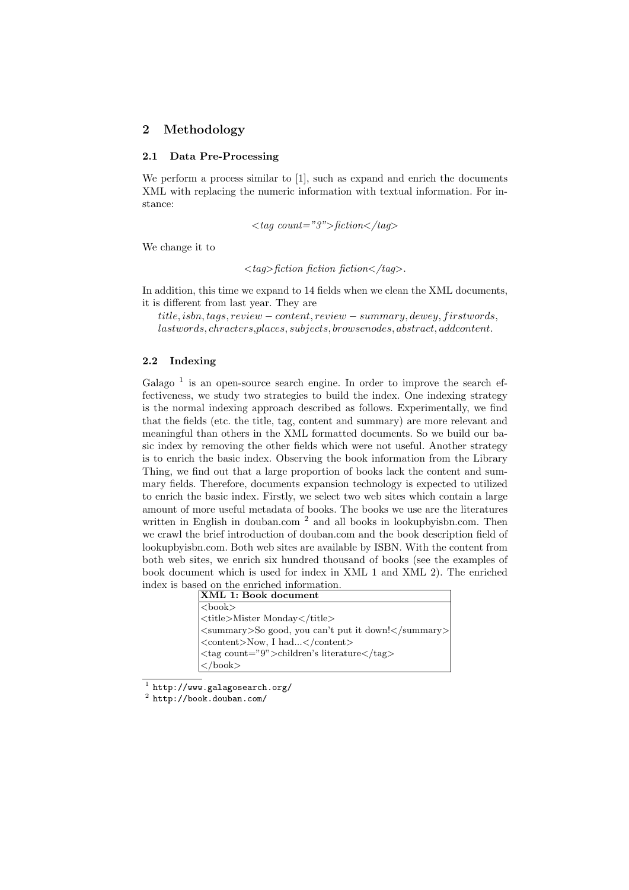## 2 Methodology

### 2.1 Data Pre-Processing

We perform a process similar to [1], such as expand and enrich the documents XML with replacing the numeric information with textual information. For instance:

<*tag count="3"*>*fiction*</*tag*>

We change it to

<*tag*>*fiction fiction fiction*</*tag*>.

In addition, this time we expand to 14 fields when we clean the XML documents, it is different from last year. They are

$title, isbn, tags, review-content, review-summary, dewey, firstwords,$ $lastwords, chracters, places, subjects, browsenodes, abstract, addcontent.$

### 2.2 Indexing

Galago [1] is an open-source search engine. In order to improve the search effectiveness, we study two strategies to build the index. One indexing strategy is the normal indexing approach described as follows. Experimentally, we find that the fields (etc. the title, tag, content and summary) are more relevant and meaningful than others in the XML formatted documents. So we build our basic index by removing the other fields which were not useful. Another strategy is to enrich the basic index. Observing the book information from the Library Thing, we find out that a large proportion of books lack the content and summary fields. Therefore, documents expansion technology is expected to utilized to enrich the basic index. Firstly, we select two web sites which contain a large amount of more useful metadata of books. The books we use are the literatures written in English in douban.com [2] and all books in lookupbyisbn.com. Then we crawl the brief introduction of douban.com and the book description field of lookupbyisbn.com. Both web sites are available by ISBN. With the content from both web sites, we enrich six hundred thousand of books (see the examples of book document which is used for index in XML 1 and XML 2). The enriched index is based on the enriched information.

**XML 1: Book document**

```
<book>
<title>Mister Monday</title>
<summary>So good, you can't put it down!</summary>
<content>Now, I had...</content>
<tag count="9">children's literature</tag>
</book>
```

[1] http://www.galagosearch.org/

[2] http://book.douban.com/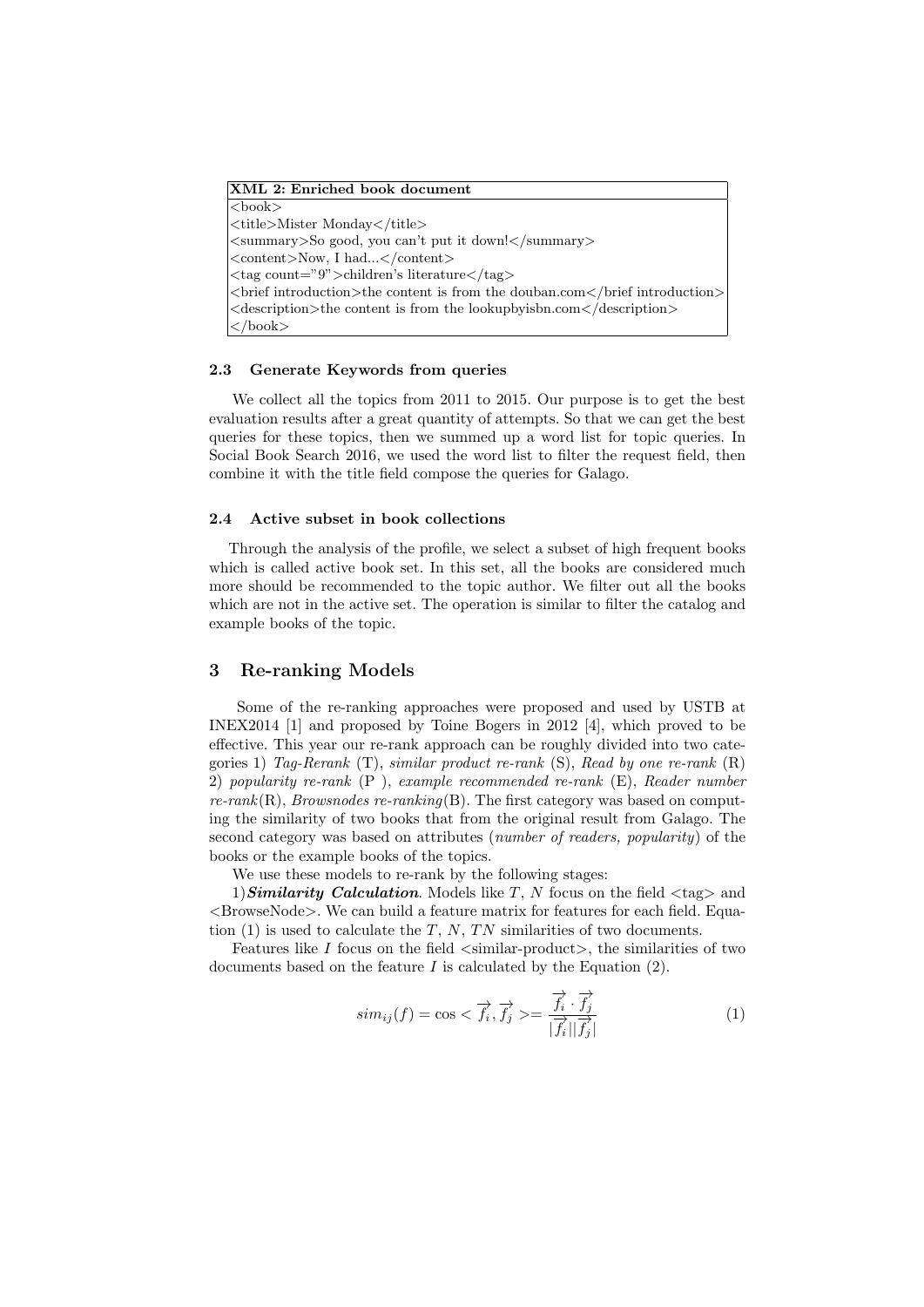**XML 2: Enriched book document**

```
<book>
<title>Mister Monday</title>
<summary>So good, you can't put it down!</summary>
<content>Now, I had...</content>
<tag count="9">children's literature</tag>
<brief introduction>the content is from the douban.com</brief introduction>
<description>the content is from the lookupbyisbn.com</description>
</book>
```

### 2.3 Generate Keywords from queries

We collect all the topics from 2011 to 2015. Our purpose is to get the best evaluation results after a great quantity of attempts. So that we can get the best queries for these topics, then we summed up a word list for topic queries. In Social Book Search 2016, we used the word list to filter the request field, then combine it with the title field compose the queries for Galago.

### 2.4 Active subset in book collections

Through the analysis of the profile, we select a subset of high frequent books which is called active book set. In this set, all the books are considered much more should be recommended to the topic author. We filter out all the books which are not in the active set. The operation is similar to filter the catalog and example books of the topic.

## 3 Re-ranking Models

Some of the re-ranking approaches were proposed and used by USTB at INEX2014 [1] and proposed by Toine Bogers in 2012 [4], which proved to be effective. This year our re-rank approach can be roughly divided into two categories 1) *Tag-Rerank* (T), *similar product re-rank* (S), *Read by one re-rank* (R) 2) *popularity re-rank* (P ), *example recommended re-rank* (E), *Reader number re-rank*(R), *Browsnodes re-ranking*(B). The first category was based on computing the similarity of two books that from the original result from Galago. The second category was based on attributes (*number of readers, popularity*) of the books or the example books of the topics.

We use these models to re-rank by the following stages:

1)***Similarity Calculation***. Models like $T$, $N$ focus on the field <tag> and <BrowseNode>. We can build a feature matrix for features for each field. Equation (1) is used to calculate the $T$, $N$, $TN$ similarities of two documents.

Features like $I$ focus on the field <similar-product>, the similarities of two documents based on the feature $I$ is calculated by the Equation (2).

$$sim_{ij}(f) = \cos < \overrightarrow{f_i}, \overrightarrow{f_j} >= \frac{\overrightarrow{f_i} \cdot \overrightarrow{f_j}}{|\overrightarrow{f_i}||\overrightarrow{f_j}|} \tag{1}$$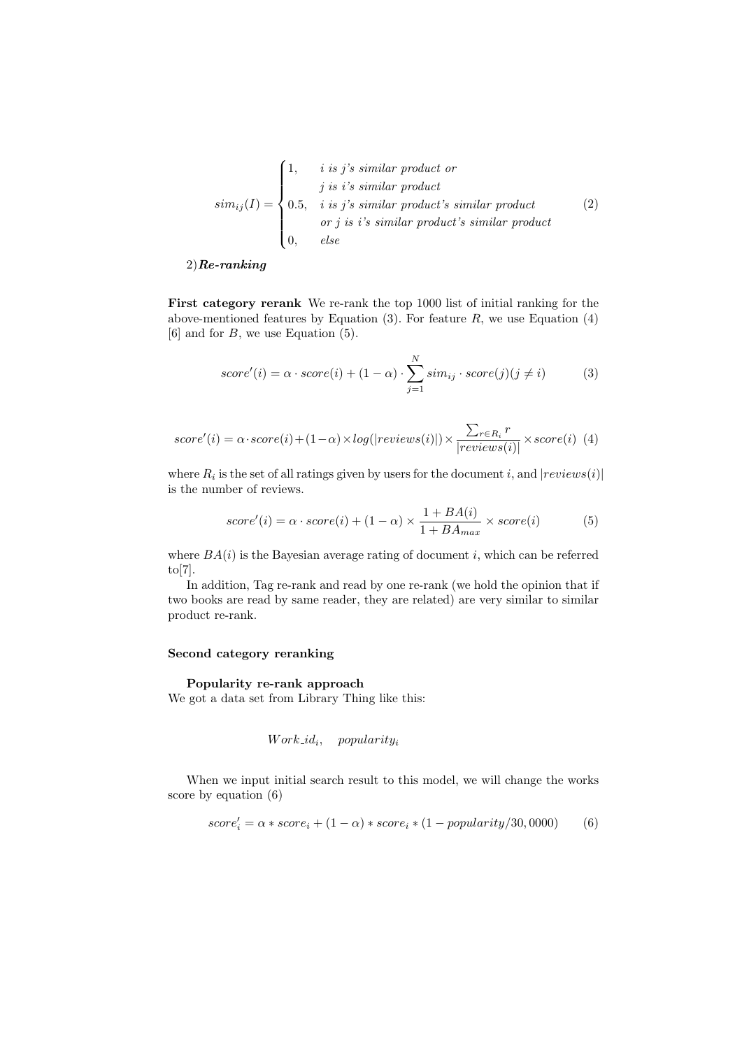$$sim_{ij}(I) = \begin{cases} 1, & i \text{ is } j\text{'s similar product or} \\ & j \text{ is } i\text{'s similar product} \\ 0.5, & i \text{ is } j\text{'s similar product's similar product} \\ & \text{or } j \text{ is } i\text{'s similar product's similar product} \\ 0, & else \end{cases} \quad (2)$$

2)***Re-ranking***

**First category rerank** We re-rank the top 1000 list of initial ranking for the above-mentioned features by Equation (3). For feature $R$, we use Equation (4) [6] and for $B$, we use Equation (5).

$$score'(i) = \alpha \cdot score(i) + (1 - \alpha) \cdot \sum_{j=1}^{N} sim_{ij} \cdot score(j)(j \neq i) \quad (3)$$

$$score'(i) = \alpha \cdot score(i) + (1 - \alpha) \times log(|reviews(i)|) \times \frac{\sum_{r \in R_i} r}{|reviews(i)|} \times score(i) \quad (4)$$

where $R_i$ is the set of all ratings given by users for the document $i$, and $|reviews(i)|$ is the number of reviews.

$$score'(i) = \alpha \cdot score(i) + (1 - \alpha) \times \frac{1 + BA(i)}{1 + BA_{max}} \times score(i) \quad (5)$$

where $BA(i)$ is the Bayesian average rating of document $i$, which can be referred to[7].

In addition, Tag re-rank and read by one re-rank (we hold the opinion that if two books are read by same reader, they are related) are very similar to similar product re-rank.

**Second category reranking**

**Popularity re-rank approach**
We got a data set from Library Thing like this:

$$Work\_id_i, \quad popularity_i$$

When we input initial search result to this model, we will change the works score by equation (6)

$$score'_i = \alpha * score_i + (1 - \alpha) * score_i * (1 - popularity/30,0000) \quad (6)$$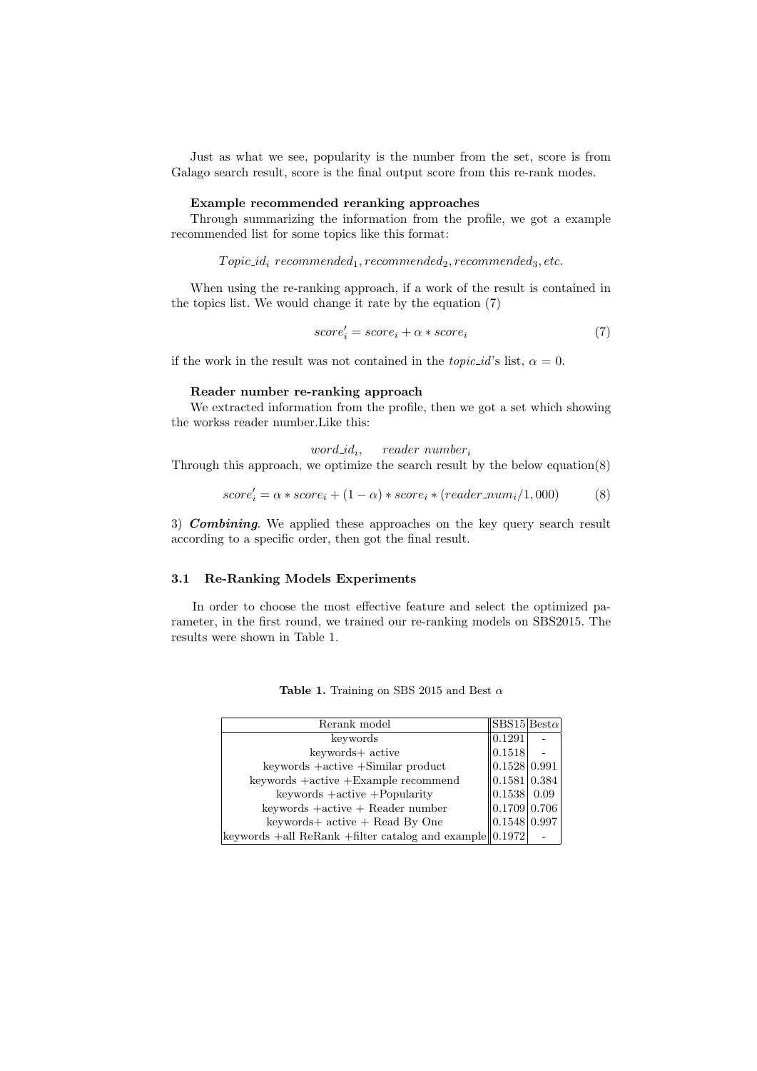Just as what we see, popularity is the number from the set, score is from Galago search result, score is the final output score from this re-rank modes.

**Example recommended reranking approaches**
Through summarizing the information from the profile, we got a example recommended list for some topics like this format:

$$Topic\_id_i \ recommended_1, recommended_2, recommended_3, etc.$$

When using the re-ranking approach, if a work of the result is contained in the topics list. We would change it rate by the equation (7)

$$score_i' = score_i + \alpha * score_i \tag{7}$$

if the work in the result was not contained in the *topic_id*'s list, $\alpha = 0$.

**Reader number re-ranking approach**
We extracted information from the profile, then we got a set which showing the workss reader number.Like this:

$$word\_id_i, \quad reader\ number_i$$

Through this approach, we optimize the search result by the below equation(8)

$$score_i' = \alpha * score_i + (1 - \alpha) * score_i * (reader\_num_i/1,000) \tag{8}$$

3) ***Combining***. We applied these approaches on the key query search result according to a specific order, then got the final result.

### 3.1 Re-Ranking Models Experiments

In order to choose the most effective feature and select the optimized parameter, in the first round, we trained our re-ranking models on SBS2015. The results were shown in Table 1.

**Table 1.** Training on SBS 2015 and Best $\alpha$

| Rerank model | SBS15 | Best$\alpha$ |
|---|---|---|
| keywords | 0.1291 | - |
| keywords+ active | 0.1518 | - |
| keywords +active +Similar product | 0.1528 | 0.991 |
| keywords +active +Example recommend | 0.1581 | 0.384 |
| keywords +active +Popularity | 0.1538 | 0.09 |
| keywords +active + Reader number | 0.1709 | 0.706 |
| keywords+ active + Read By One | 0.1548 | 0.997 |
| keywords +all ReRank +filter catalog and example | 0.1972 | - |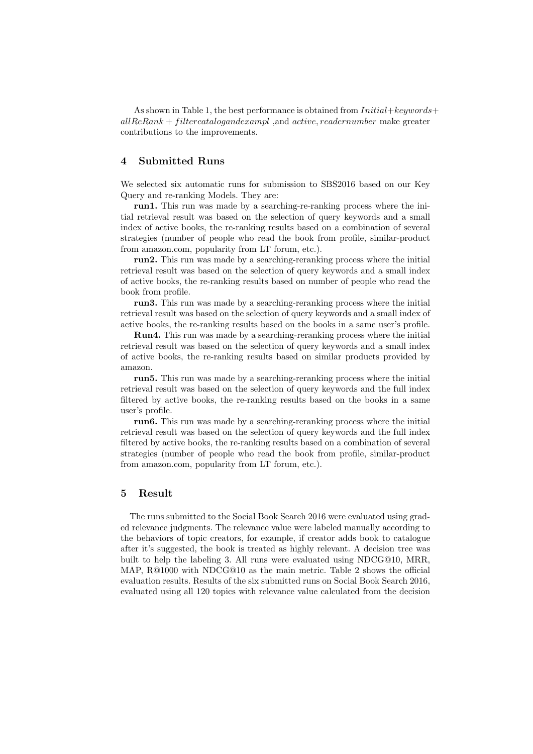As shown in Table 1, the best performance is obtained from $Initial + keywords + allReRank + filtercatalogandexampl$ ,and $active, readernumber$ make greater contributions to the improvements.

## 4 Submitted Runs

We selected six automatic runs for submission to SBS2016 based on our Key Query and re-ranking Models. They are:

**run1.** This run was made by a searching-re-ranking process where the initial retrieval result was based on the selection of query keywords and a small index of active books, the re-ranking results based on a combination of several strategies (number of people who read the book from profile, similar-product from amazon.com, popularity from LT forum, etc.).

**run2.** This run was made by a searching-reranking process where the initial retrieval result was based on the selection of query keywords and a small index of active books, the re-ranking results based on number of people who read the book from profile.

**run3.** This run was made by a searching-reranking process where the initial retrieval result was based on the selection of query keywords and a small index of active books, the re-ranking results based on the books in a same user's profile.

**Run4.** This run was made by a searching-reranking process where the initial retrieval result was based on the selection of query keywords and a small index of active books, the re-ranking results based on similar products provided by amazon.

**run5.** This run was made by a searching-reranking process where the initial retrieval result was based on the selection of query keywords and the full index filtered by active books, the re-ranking results based on the books in a same user's profile.

**run6.** This run was made by a searching-reranking process where the initial retrieval result was based on the selection of query keywords and the full index filtered by active books, the re-ranking results based on a combination of several strategies (number of people who read the book from profile, similar-product from amazon.com, popularity from LT forum, etc.).

## 5 Result

The runs submitted to the Social Book Search 2016 were evaluated using graded relevance judgments. The relevance value were labeled manually according to the behaviors of topic creators, for example, if creator adds book to catalogue after it's suggested, the book is treated as highly relevant. A decision tree was built to help the labeling 3. All runs were evaluated using NDCG@10, MRR, MAP, R@1000 with NDCG@10 as the main metric. Table 2 shows the official evaluation results. Results of the six submitted runs on Social Book Search 2016, evaluated using all 120 topics with relevance value calculated from the decision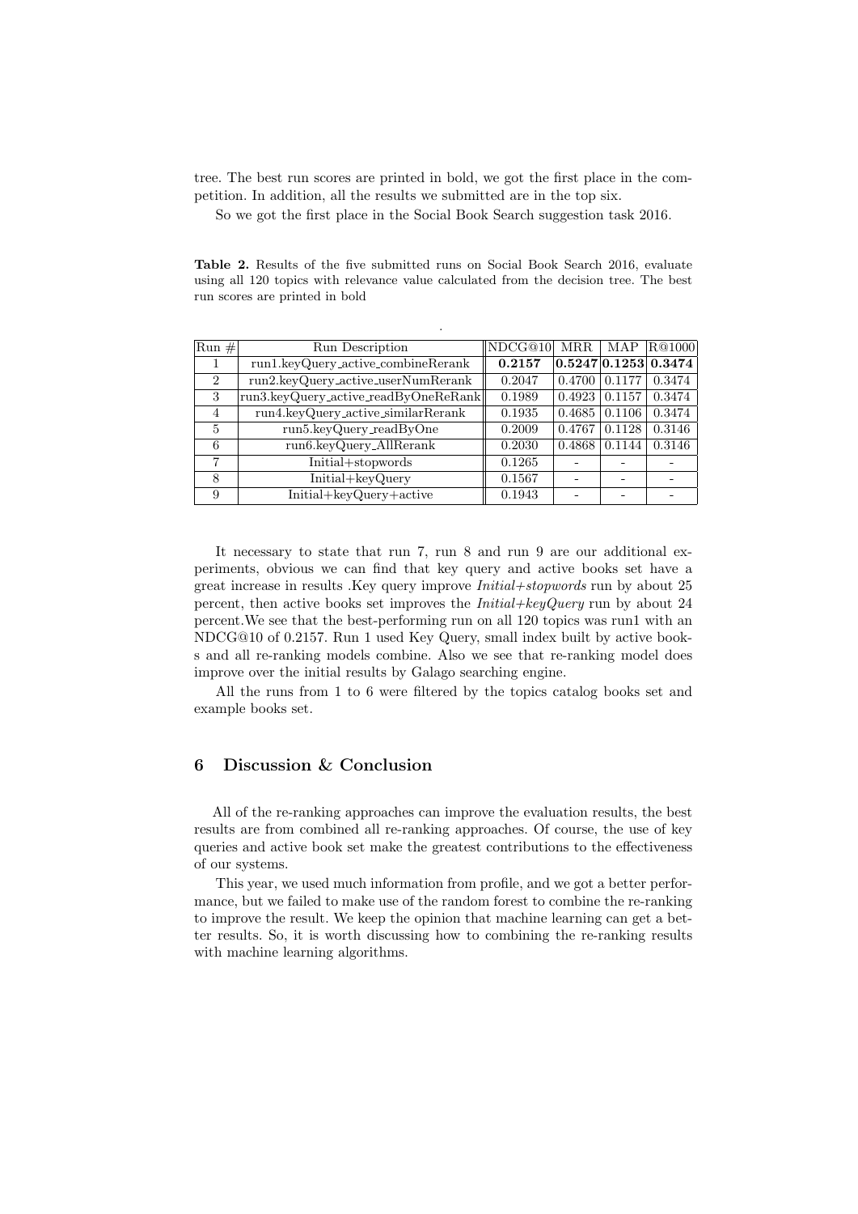tree. The best run scores are printed in bold, we got the first place in the competition. In addition, all the results we submitted are in the top six.

So we got the first place in the Social Book Search suggestion task 2016.

**Table 2.** Results of the five submitted runs on Social Book Search 2016, evaluate using all 120 topics with relevance value calculated from the decision tree. The best run scores are printed in bold

| Run # | Run Description | NDCG@10 | MRR | MAP | R@1000 |
|---|---|---|---|---|---|
| 1 | run1.keyQuery_active_combineRerank | **0.2157** | **0.5247** | **0.1253** | **0.3474** |
| 2 | run2.keyQuery_active_userNumRerank | 0.2047 | 0.4700 | 0.1177 | 0.3474 |
| 3 | run3.keyQuery_active_readByOneReRank | 0.1989 | 0.4923 | 0.1157 | 0.3474 |
| 4 | run4.keyQuery_active_similarRerank | 0.1935 | 0.4685 | 0.1106 | 0.3474 |
| 5 | run5.keyQuery_readByOne | 0.2009 | 0.4767 | 0.1128 | 0.3146 |
| 6 | run6.keyQuery_AllRerank | 0.2030 | 0.4868 | 0.1144 | 0.3146 |
| 7 | Initial+stopwords | 0.1265 | - | - | - |
| 8 | Initial+keyQuery | 0.1567 | - | - | - |
| 9 | Initial+keyQuery+active | 0.1943 | - | - | - |

It necessary to state that run 7, run 8 and run 9 are our additional experiments, obvious we can find that key query and active books set have a great increase in results .Key query improve *Initial+stopwords* run by about 25 percent, then active books set improves the *Initial+keyQuery* run by about 24 percent.We see that the best-performing run on all 120 topics was run1 with an NDCG@10 of 0.2157. Run 1 used Key Query, small index built by active books and all re-ranking models combine. Also we see that re-ranking model does improve over the initial results by Galago searching engine.

All the runs from 1 to 6 were filtered by the topics catalog books set and example books set.

## 6 Discussion & Conclusion

All of the re-ranking approaches can improve the evaluation results, the best results are from combined all re-ranking approaches. Of course, the use of key queries and active book set make the greatest contributions to the effectiveness of our systems.

This year, we used much information from profile, and we got a better performance, but we failed to make use of the random forest to combine the re-ranking to improve the result. We keep the opinion that machine learning can get a better results. So, it is worth discussing how to combining the re-ranking results with machine learning algorithms.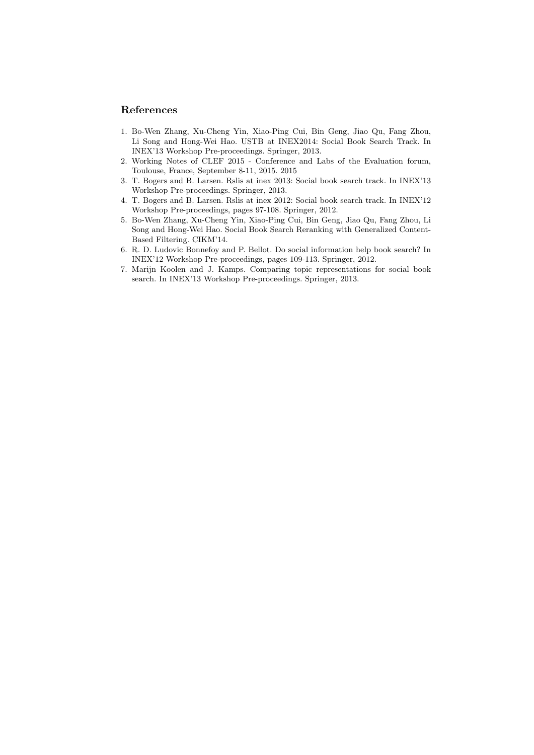## References

1. Bo-Wen Zhang, Xu-Cheng Yin, Xiao-Ping Cui, Bin Geng, Jiao Qu, Fang Zhou, Li Song and Hong-Wei Hao. USTB at INEX2014: Social Book Search Track. In INEX'13 Workshop Pre-proceedings. Springer, 2013.
2. Working Notes of CLEF 2015 - Conference and Labs of the Evaluation forum, Toulouse, France, September 8-11, 2015. 2015
3. T. Bogers and B. Larsen. Rslis at inex 2013: Social book search track. In INEX'13 Workshop Pre-proceedings. Springer, 2013.
4. T. Bogers and B. Larsen. Rslis at inex 2012: Social book search track. In INEX'12 Workshop Pre-proceedings, pages 97-108. Springer, 2012.
5. Bo-Wen Zhang, Xu-Cheng Yin, Xiao-Ping Cui, Bin Geng, Jiao Qu, Fang Zhou, Li Song and Hong-Wei Hao. Social Book Search Reranking with Generalized Content-Based Filtering. CIKM'14.
6. R. D. Ludovic Bonnefoy and P. Bellot. Do social information help book search? In INEX'12 Workshop Pre-proceedings, pages 109-113. Springer, 2012.
7. Marijn Koolen and J. Kamps. Comparing topic representations for social book search. In INEX'13 Workshop Pre-proceedings. Springer, 2013.